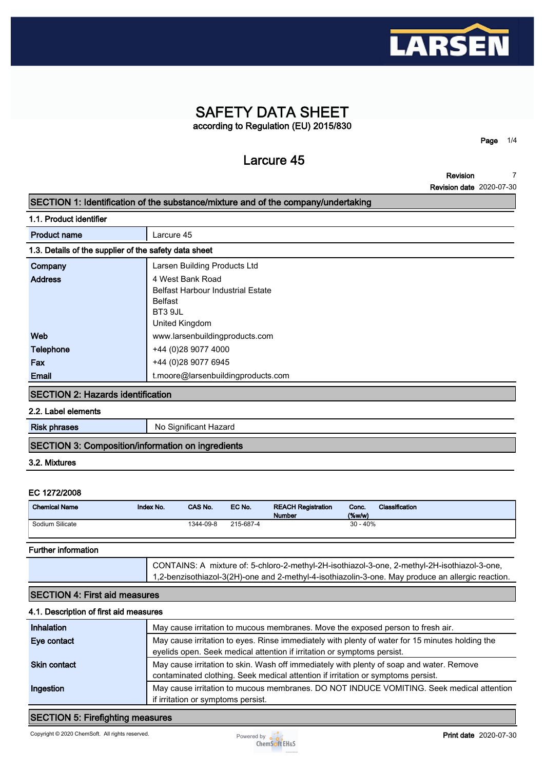# SAFETY DATA SHEET

according to Regulation (EU) 2015/830

## Larcure 45

**Revision** 7

**Revision date** 2020-07-30

## SECTION 1: Identification of the substance/mixture and of the company/undertaking

### 1.1. Product identifier

| | |
|---|---|
| **Product name** | Larcure 45 |

### 1.3. Details of the supplier of the safety data sheet

| | |
|---|---|
| **Company** | Larsen Building Products Ltd |
| **Address** | 4 West Bank Road<br>Belfast Harbour Industrial Estate<br>Belfast<br>BT3 9JL<br>United Kingdom |
| **Web** | www.larsenbuildingproducts.com |
| **Telephone** | +44 (0)28 9077 4000 |
| **Fax** | +44 (0)28 9077 6945 |
| **Email** | t.moore@larsenbuildingproducts.com |

## SECTION 2: Hazards identification

### 2.2. Label elements

| | |
|---|---|
| **Risk phrases** | No Significant Hazard |

## SECTION 3: Composition/information on ingredients

### 3.2. Mixtures

**EC 1272/2008**

| Chemical Name | Index No. | CAS No. | EC No. | REACH Registration Number | Conc. (%w/w) | Classification |
|---|---|---|---|---|---|---|
| Sodium Silicate | | 1344-09-8 | 215-687-4 | | 30 - 40% | |

### Further information

| | |
|---|---|
| | CONTAINS: A mixture of: 5-chloro-2-methyl-2H-isothiazol-3-one, 2-methyl-2H-isothiazol-3-one, 1,2-benzisothiazol-3(2H)-one and 2-methyl-4-isothiazolin-3-one. May produce an allergic reaction. |

## SECTION 4: First aid measures

### 4.1. Description of first aid measures

| | |
|---|---|
| **Inhalation** | May cause irritation to mucous membranes. Move the exposed person to fresh air. |
| **Eye contact** | May cause irritation to eyes. Rinse immediately with plenty of water for 15 minutes holding the eyelids open. Seek medical attention if irritation or symptoms persist. |
| **Skin contact** | May cause irritation to skin. Wash off immediately with plenty of soap and water. Remove contaminated clothing. Seek medical attention if irritation or symptoms persist. |
| **Ingestion** | May cause irritation to mucous membranes. DO NOT INDUCE VOMITING. Seek medical attention if irritation or symptoms persist. |

## SECTION 5: Firefighting measures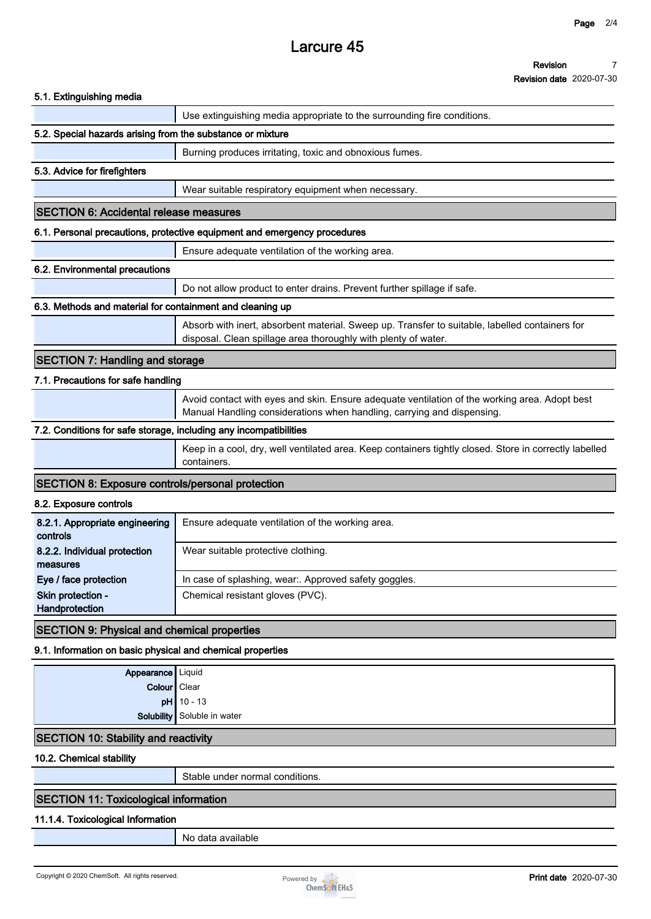#### 5.1. Extinguishing media

| | |
|---|---|
| | Use extinguishing media appropriate to the surrounding fire conditions. |

#### 5.2. Special hazards arising from the substance or mixture

| | |
|---|---|
| | Burning produces irritating, toxic and obnoxious fumes. |

#### 5.3. Advice for firefighters

| | |
|---|---|
| | Wear suitable respiratory equipment when necessary. |

## SECTION 6: Accidental release measures

#### 6.1. Personal precautions, protective equipment and emergency procedures

| | |
|---|---|
| | Ensure adequate ventilation of the working area. |

#### 6.2. Environmental precautions

| | |
|---|---|
| | Do not allow product to enter drains. Prevent further spillage if safe. |

#### 6.3. Methods and material for containment and cleaning up

| | |
|---|---|
| | Absorb with inert, absorbent material. Sweep up. Transfer to suitable, labelled containers for disposal. Clean spillage area thoroughly with plenty of water. |

## SECTION 7: Handling and storage

#### 7.1. Precautions for safe handling

| | |
|---|---|
| | Avoid contact with eyes and skin. Ensure adequate ventilation of the working area. Adopt best Manual Handling considerations when handling, carrying and dispensing. |

#### 7.2. Conditions for safe storage, including any incompatibilities

| | |
|---|---|
| | Keep in a cool, dry, well ventilated area. Keep containers tightly closed. Store in correctly labelled containers. |

## SECTION 8: Exposure controls/personal protection

#### 8.2. Exposure controls

| | |
|---|---|
| **8.2.1. Appropriate engineering controls** | Ensure adequate ventilation of the working area. |
| **8.2.2. Individual protection measures** | Wear suitable protective clothing. |
| **Eye / face protection** | In case of splashing, wear:. Approved safety goggles. |
| **Skin protection - Handprotection** | Chemical resistant gloves (PVC). |

## SECTION 9: Physical and chemical properties

#### 9.1. Information on basic physical and chemical properties

| | |
|---|---|
| **Appearance** | Liquid |
| **Colour** | Clear |
| **pH** | 10 - 13 |
| **Solubility** | Soluble in water |

## SECTION 10: Stability and reactivity

#### 10.2. Chemical stability

| | |
|---|---|
| | Stable under normal conditions. |

## SECTION 11: Toxicological information

#### 11.1.4. Toxicological Information

| | |
|---|---|
| | No data available |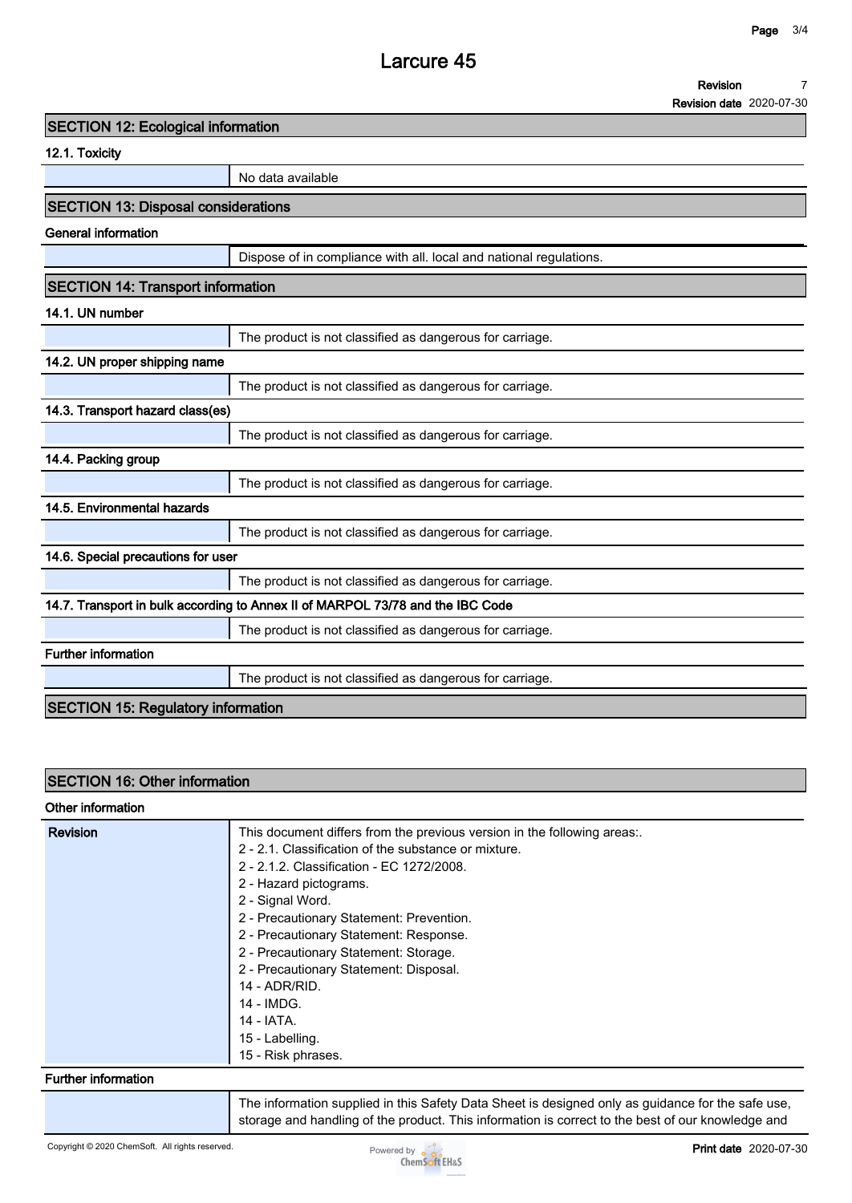## SECTION 12: Ecological information

### 12.1. Toxicity

| | |
|---|---|
| | No data available |

## SECTION 13: Disposal considerations

### General information

| | |
|---|---|
| | Dispose of in compliance with all. local and national regulations. |

## SECTION 14: Transport information

### 14.1. UN number

| | |
|---|---|
| | The product is not classified as dangerous for carriage. |

### 14.2. UN proper shipping name

| | |
|---|---|
| | The product is not classified as dangerous for carriage. |

### 14.3. Transport hazard class(es)

| | |
|---|---|
| | The product is not classified as dangerous for carriage. |

### 14.4. Packing group

| | |
|---|---|
| | The product is not classified as dangerous for carriage. |

### 14.5. Environmental hazards

| | |
|---|---|
| | The product is not classified as dangerous for carriage. |

### 14.6. Special precautions for user

| | |
|---|---|
| | The product is not classified as dangerous for carriage. |

### 14.7. Transport in bulk according to Annex II of MARPOL 73/78 and the IBC Code

| | |
|---|---|
| | The product is not classified as dangerous for carriage. |

### Further information

| | |
|---|---|
| | The product is not classified as dangerous for carriage. |

## SECTION 15: Regulatory information

## SECTION 16: Other information

### Other information

| | |
|---|---|
| **Revision** | This document differs from the previous version in the following areas:.<br>2 - 2.1. Classification of the substance or mixture.<br>2 - 2.1.2. Classification - EC 1272/2008.<br>2 - Hazard pictograms.<br>2 - Signal Word.<br>2 - Precautionary Statement: Prevention.<br>2 - Precautionary Statement: Response.<br>2 - Precautionary Statement: Storage.<br>2 - Precautionary Statement: Disposal.<br>14 - ADR/RID.<br>14 - IMDG.<br>14 - IATA.<br>15 - Labelling.<br>15 - Risk phrases. |

### Further information

| | |
|---|---|
| | The information supplied in this Safety Data Sheet is designed only as guidance for the safe use, storage and handling of the product. This information is correct to the best of our knowledge and |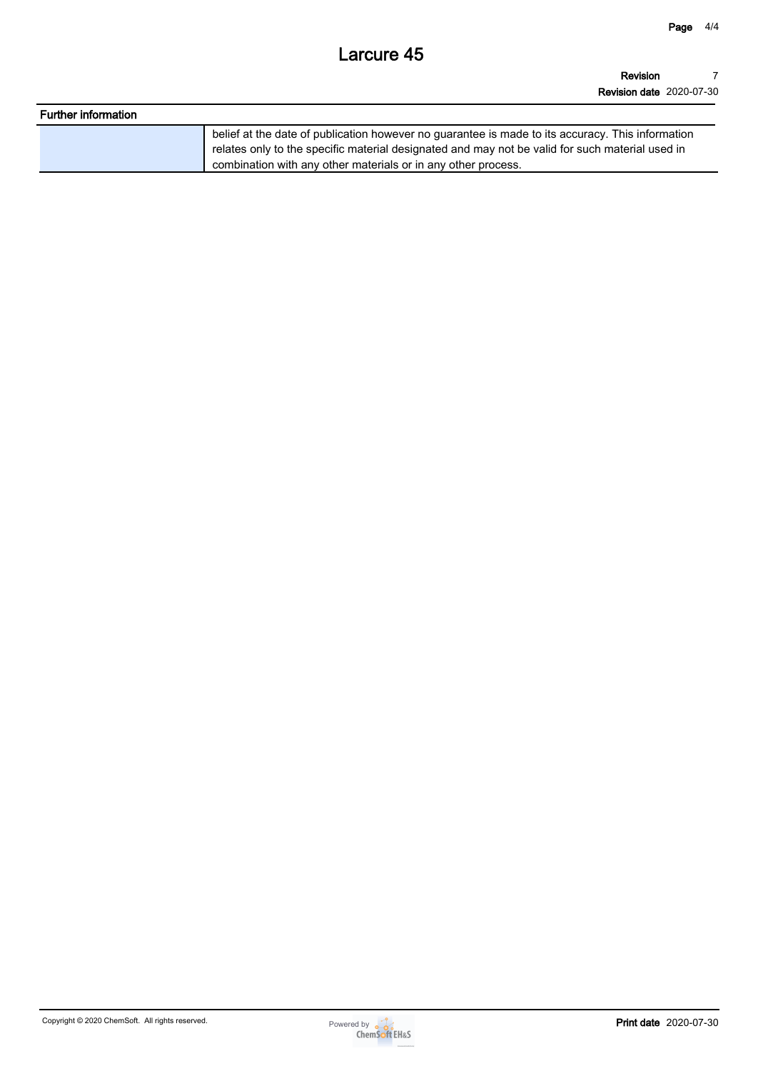## Further information

| | |
|---|---|
| | belief at the date of publication however no guarantee is made to its accuracy. This information relates only to the specific material designated and may not be valid for such material used in combination with any other materials or in any other process. |